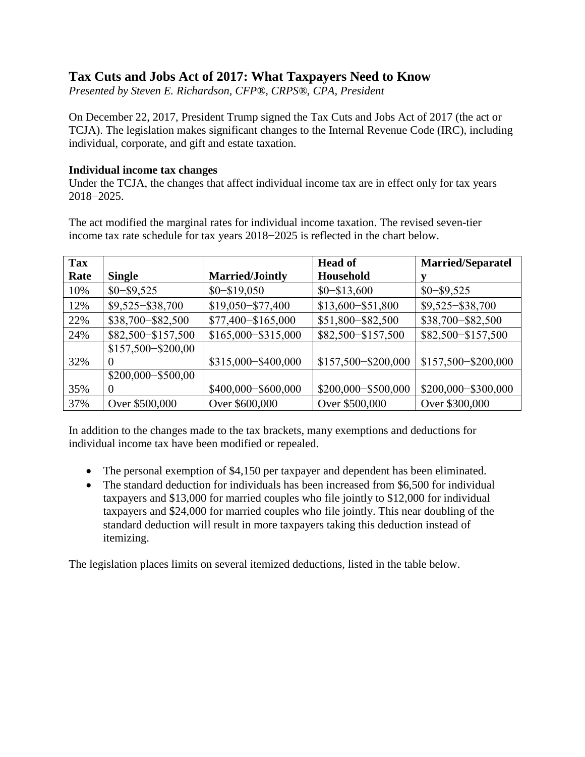# Tax Cuts and Jobs Act of 2017: What Taxpayers Need to Know

*Presented by Steven E. Richardson, CFP®, CRPS®, CPA, President*

On December 22, 2017, President Trump signed the Tax Cuts and Jobs Act of 2017 (the act or TCJA). The legislation makes significant changes to the Internal Revenue Code (IRC), including individual, corporate, and gift and estate taxation.

**Individual income tax changes**

Under the TCJA, the changes that affect individual income tax are in effect only for tax years 2018−2025.

The act modified the marginal rates for individual income taxation. The revised seven-tier income tax rate schedule for tax years 2018−2025 is reflected in the chart below.

| Tax Rate | Single | Married/Jointly | Head of Household | Married/Separately |
|---|---|---|---|---|
| 10% | $0−$9,525 | $0−$19,050 | $0−$13,600 | $0−$9,525 |
| 12% | $9,525−$38,700 | $19,050−$77,400 | $13,600−$51,800 | $9,525−$38,700 |
| 22% | $38,700−$82,500 | $77,400−$165,000 | $51,800−$82,500 | $38,700−$82,500 |
| 24% | $82,500−$157,500 | $165,000−$315,000 | $82,500−$157,500 | $82,500−$157,500 |
| 32% | $157,500−$200,000 | $315,000−$400,000 | $157,500−$200,000 | $157,500−$200,000 |
| 35% | $200,000−$500,000 | $400,000−$600,000 | $200,000−$500,000 | $200,000−$300,000 |
| 37% | Over $500,000 | Over $600,000 | Over $500,000 | Over $300,000 |

In addition to the changes made to the tax brackets, many exemptions and deductions for individual income tax have been modified or repealed.

- The personal exemption of $4,150 per taxpayer and dependent has been eliminated.
- The standard deduction for individuals has been increased from $6,500 for individual taxpayers and $13,000 for married couples who file jointly to $12,000 for individual taxpayers and $24,000 for married couples who file jointly. This near doubling of the standard deduction will result in more taxpayers taking this deduction instead of itemizing.

The legislation places limits on several itemized deductions, listed in the table below.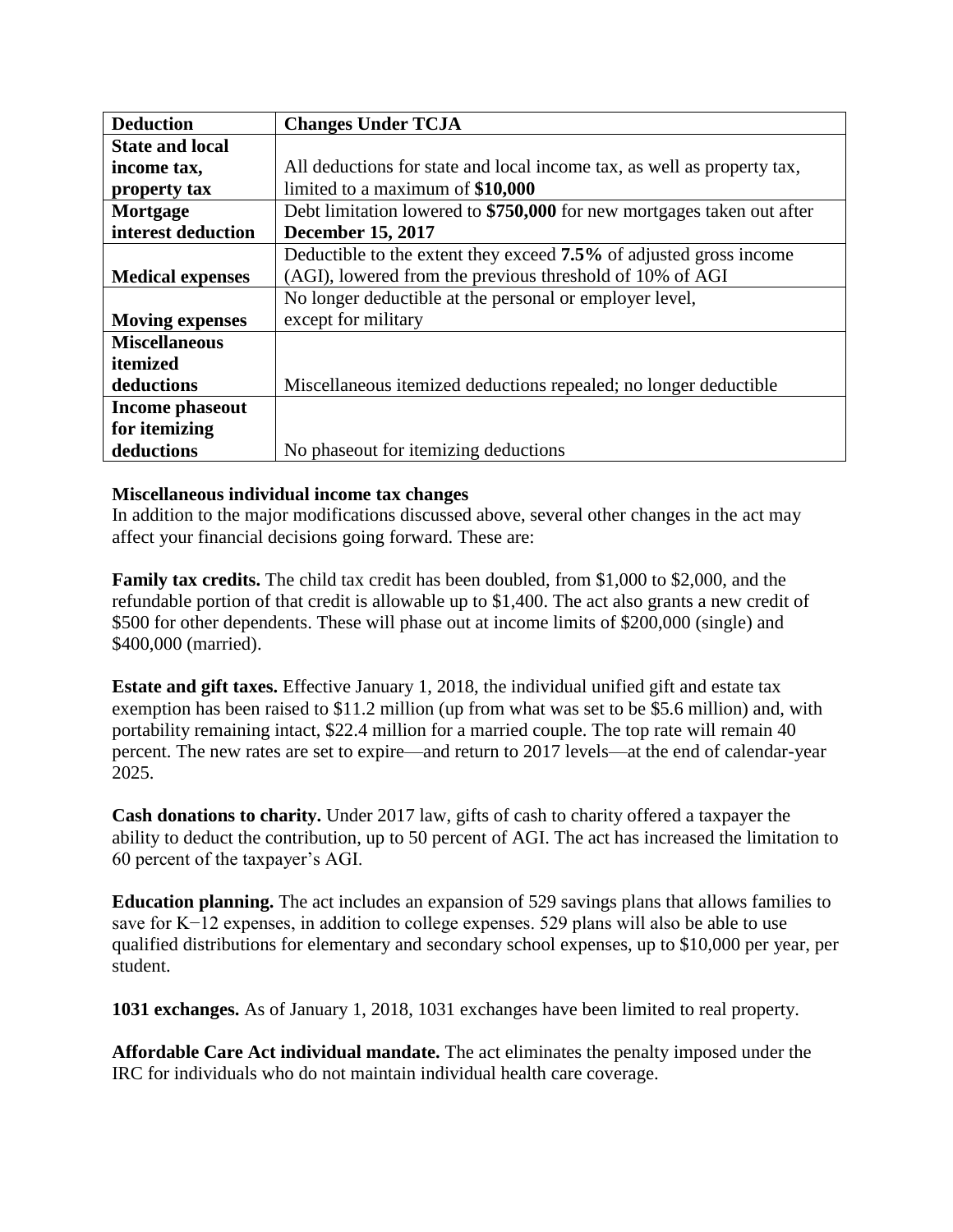| Deduction | Changes Under TCJA |
| --- | --- |
| **State and local income tax, property tax** | All deductions for state and local income tax, as well as property tax, limited to a maximum of **$10,000** |
| **Mortgage interest deduction** | Debt limitation lowered to **$750,000** for new mortgages taken out after **December 15, 2017** |
| **Medical expenses** | Deductible to the extent they exceed **7.5%** of adjusted gross income (AGI), lowered from the previous threshold of 10% of AGI |
| **Moving expenses** | No longer deductible at the personal or employer level, except for military |
| **Miscellaneous itemized deductions** | Miscellaneous itemized deductions repealed; no longer deductible |
| **Income phaseout for itemizing deductions** | No phaseout for itemizing deductions |

**Miscellaneous individual income tax changes**

In addition to the major modifications discussed above, several other changes in the act may affect your financial decisions going forward. These are:

**Family tax credits.** The child tax credit has been doubled, from $1,000 to $2,000, and the refundable portion of that credit is allowable up to $1,400. The act also grants a new credit of $500 for other dependents. These will phase out at income limits of $200,000 (single) and $400,000 (married).

**Estate and gift taxes.** Effective January 1, 2018, the individual unified gift and estate tax exemption has been raised to $11.2 million (up from what was set to be $5.6 million) and, with portability remaining intact, $22.4 million for a married couple. The top rate will remain 40 percent. The new rates are set to expire—and return to 2017 levels—at the end of calendar-year 2025.

**Cash donations to charity.** Under 2017 law, gifts of cash to charity offered a taxpayer the ability to deduct the contribution, up to 50 percent of AGI. The act has increased the limitation to 60 percent of the taxpayer's AGI.

**Education planning.** The act includes an expansion of 529 savings plans that allows families to save for K−12 expenses, in addition to college expenses. 529 plans will also be able to use qualified distributions for elementary and secondary school expenses, up to $10,000 per year, per student.

**1031 exchanges.** As of January 1, 2018, 1031 exchanges have been limited to real property.

**Affordable Care Act individual mandate.** The act eliminates the penalty imposed under the IRC for individuals who do not maintain individual health care coverage.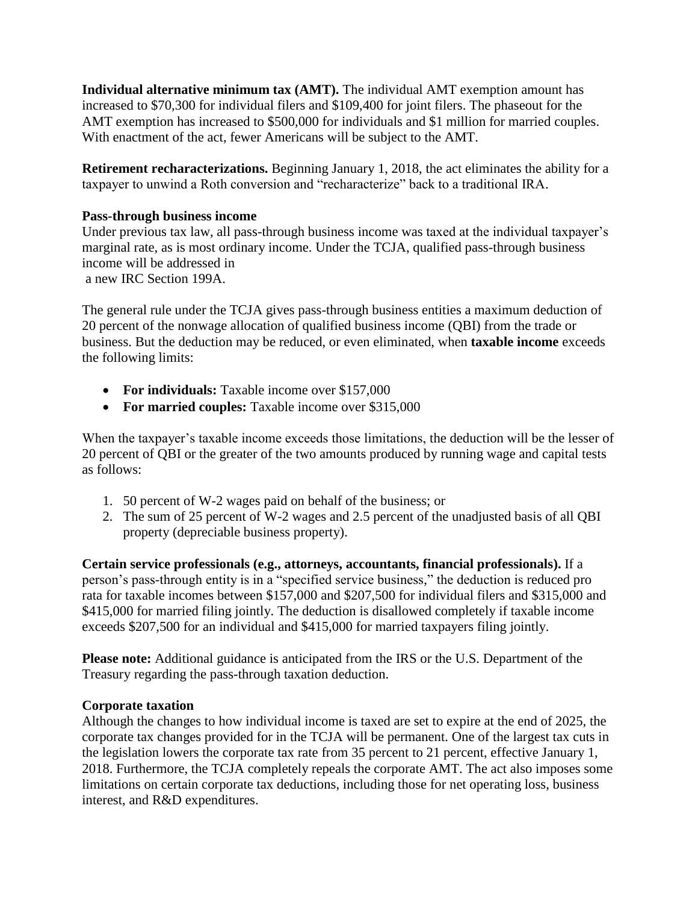**Individual alternative minimum tax (AMT).** The individual AMT exemption amount has increased to $70,300 for individual filers and $109,400 for joint filers. The phaseout for the AMT exemption has increased to $500,000 for individuals and $1 million for married couples. With enactment of the act, fewer Americans will be subject to the AMT.

**Retirement recharacterizations.** Beginning January 1, 2018, the act eliminates the ability for a taxpayer to unwind a Roth conversion and "recharacterize" back to a traditional IRA.

**Pass-through business income**

Under previous tax law, all pass-through business income was taxed at the individual taxpayer's marginal rate, as is most ordinary income. Under the TCJA, qualified pass-through business income will be addressed in a new IRC Section 199A.

The general rule under the TCJA gives pass-through business entities a maximum deduction of 20 percent of the nonwage allocation of qualified business income (QBI) from the trade or business. But the deduction may be reduced, or even eliminated, when **taxable income** exceeds the following limits:

- **For individuals:** Taxable income over $157,000
- **For married couples:** Taxable income over $315,000

When the taxpayer's taxable income exceeds those limitations, the deduction will be the lesser of 20 percent of QBI or the greater of the two amounts produced by running wage and capital tests as follows:

1. 50 percent of W-2 wages paid on behalf of the business; or
2. The sum of 25 percent of W-2 wages and 2.5 percent of the unadjusted basis of all QBI property (depreciable business property).

**Certain service professionals (e.g., attorneys, accountants, financial professionals).** If a person's pass-through entity is in a "specified service business," the deduction is reduced pro rata for taxable incomes between $157,000 and $207,500 for individual filers and $315,000 and $415,000 for married filing jointly. The deduction is disallowed completely if taxable income exceeds $207,500 for an individual and $415,000 for married taxpayers filing jointly.

**Please note:** Additional guidance is anticipated from the IRS or the U.S. Department of the Treasury regarding the pass-through taxation deduction.

**Corporate taxation**

Although the changes to how individual income is taxed are set to expire at the end of 2025, the corporate tax changes provided for in the TCJA will be permanent. One of the largest tax cuts in the legislation lowers the corporate tax rate from 35 percent to 21 percent, effective January 1, 2018. Furthermore, the TCJA completely repeals the corporate AMT. The act also imposes some limitations on certain corporate tax deductions, including those for net operating loss, business interest, and R&D expenditures.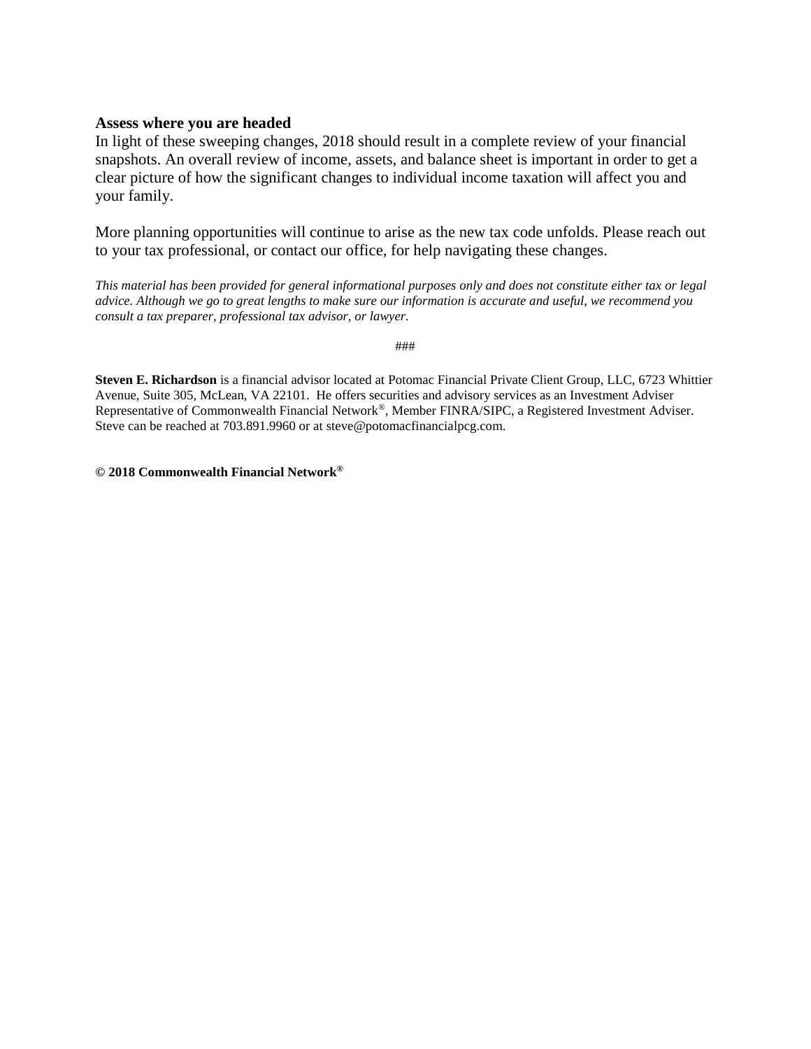**Assess where you are headed**

In light of these sweeping changes, 2018 should result in a complete review of your financial snapshots. An overall review of income, assets, and balance sheet is important in order to get a clear picture of how the significant changes to individual income taxation will affect you and your family.

More planning opportunities will continue to arise as the new tax code unfolds. Please reach out to your tax professional, or contact our office, for help navigating these changes.

*This material has been provided for general informational purposes only and does not constitute either tax or legal advice. Although we go to great lengths to make sure our information is accurate and useful, we recommend you consult a tax preparer, professional tax advisor, or lawyer.*

###

**Steven E. Richardson** is a financial advisor located at Potomac Financial Private Client Group, LLC, 6723 Whittier Avenue, Suite 305, McLean, VA 22101. He offers securities and advisory services as an Investment Adviser Representative of Commonwealth Financial Network®, Member FINRA/SIPC, a Registered Investment Adviser. Steve can be reached at 703.891.9960 or at steve@potomacfinancialpcg.com.

**© 2018 Commonwealth Financial Network®**